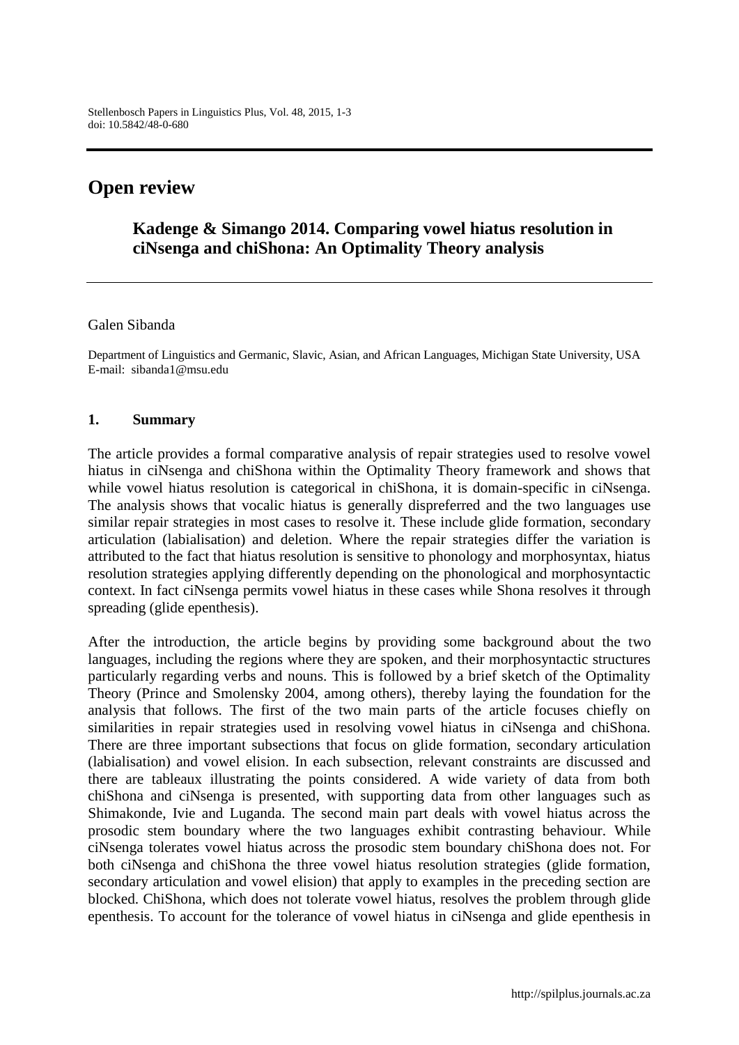# Open review

## Kadenge & Simango 2014. Comparing vowel hiatus resolution in ciNsenga and chiShona: An Optimality Theory analysis

Galen Sibanda

Department of Linguistics and Germanic, Slavic, Asian, and African Languages, Michigan State University, USA
E-mail: sibanda1@msu.edu

### 1. Summary

The article provides a formal comparative analysis of repair strategies used to resolve vowel hiatus in ciNsenga and chiShona within the Optimality Theory framework and shows that while vowel hiatus resolution is categorical in chiShona, it is domain-specific in ciNsenga. The analysis shows that vocalic hiatus is generally dispreferred and the two languages use similar repair strategies in most cases to resolve it. These include glide formation, secondary articulation (labialisation) and deletion. Where the repair strategies differ the variation is attributed to the fact that hiatus resolution is sensitive to phonology and morphosyntax, hiatus resolution strategies applying differently depending on the phonological and morphosyntactic context. In fact ciNsenga permits vowel hiatus in these cases while Shona resolves it through spreading (glide epenthesis).

After the introduction, the article begins by providing some background about the two languages, including the regions where they are spoken, and their morphosyntactic structures particularly regarding verbs and nouns. This is followed by a brief sketch of the Optimality Theory (Prince and Smolensky 2004, among others), thereby laying the foundation for the analysis that follows. The first of the two main parts of the article focuses chiefly on similarities in repair strategies used in resolving vowel hiatus in ciNsenga and chiShona. There are three important subsections that focus on glide formation, secondary articulation (labialisation) and vowel elision. In each subsection, relevant constraints are discussed and there are tableaux illustrating the points considered. A wide variety of data from both chiShona and ciNsenga is presented, with supporting data from other languages such as Shimakonde, Ivie and Luganda. The second main part deals with vowel hiatus across the prosodic stem boundary where the two languages exhibit contrasting behaviour. While ciNsenga tolerates vowel hiatus across the prosodic stem boundary chiShona does not. For both ciNsenga and chiShona the three vowel hiatus resolution strategies (glide formation, secondary articulation and vowel elision) that apply to examples in the preceding section are blocked. ChiShona, which does not tolerate vowel hiatus, resolves the problem through glide epenthesis. To account for the tolerance of vowel hiatus in ciNsenga and glide epenthesis in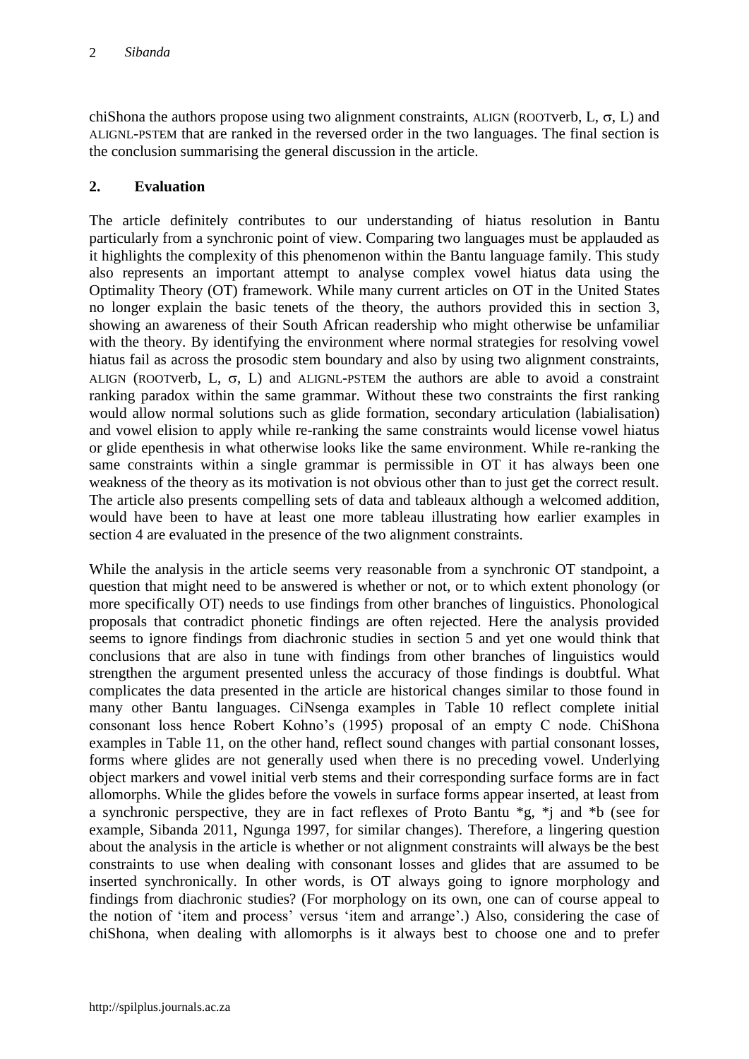chiShona the authors propose using two alignment constraints, ALIGN (ROOTverb, L, σ, L) and ALIGNL-PSTEM that are ranked in the reversed order in the two languages. The final section is the conclusion summarising the general discussion in the article.

## 2. Evaluation

The article definitely contributes to our understanding of hiatus resolution in Bantu particularly from a synchronic point of view. Comparing two languages must be applauded as it highlights the complexity of this phenomenon within the Bantu language family. This study also represents an important attempt to analyse complex vowel hiatus data using the Optimality Theory (OT) framework. While many current articles on OT in the United States no longer explain the basic tenets of the theory, the authors provided this in section 3, showing an awareness of their South African readership who might otherwise be unfamiliar with the theory. By identifying the environment where normal strategies for resolving vowel hiatus fail as across the prosodic stem boundary and also by using two alignment constraints, ALIGN (ROOTverb, L, σ, L) and ALIGNL-PSTEM the authors are able to avoid a constraint ranking paradox within the same grammar. Without these two constraints the first ranking would allow normal solutions such as glide formation, secondary articulation (labialisation) and vowel elision to apply while re-ranking the same constraints would license vowel hiatus or glide epenthesis in what otherwise looks like the same environment. While re-ranking the same constraints within a single grammar is permissible in OT it has always been one weakness of the theory as its motivation is not obvious other than to just get the correct result. The article also presents compelling sets of data and tableaux although a welcomed addition, would have been to have at least one more tableau illustrating how earlier examples in section 4 are evaluated in the presence of the two alignment constraints.

While the analysis in the article seems very reasonable from a synchronic OT standpoint, a question that might need to be answered is whether or not, or to which extent phonology (or more specifically OT) needs to use findings from other branches of linguistics. Phonological proposals that contradict phonetic findings are often rejected. Here the analysis provided seems to ignore findings from diachronic studies in section 5 and yet one would think that conclusions that are also in tune with findings from other branches of linguistics would strengthen the argument presented unless the accuracy of those findings is doubtful. What complicates the data presented in the article are historical changes similar to those found in many other Bantu languages. CiNsenga examples in Table 10 reflect complete initial consonant loss hence Robert Kohno's (1995) proposal of an empty C node. ChiShona examples in Table 11, on the other hand, reflect sound changes with partial consonant losses, forms where glides are not generally used when there is no preceding vowel. Underlying object markers and vowel initial verb stems and their corresponding surface forms are in fact allomorphs. While the glides before the vowels in surface forms appear inserted, at least from a synchronic perspective, they are in fact reflexes of Proto Bantu *g, *j and *b (see for example, Sibanda 2011, Ngunga 1997, for similar changes). Therefore, a lingering question about the analysis in the article is whether or not alignment constraints will always be the best constraints to use when dealing with consonant losses and glides that are assumed to be inserted synchronically. In other words, is OT always going to ignore morphology and findings from diachronic studies? (For morphology on its own, one can of course appeal to the notion of 'item and process' versus 'item and arrange'.) Also, considering the case of chiShona, when dealing with allomorphs is it always best to choose one and to prefer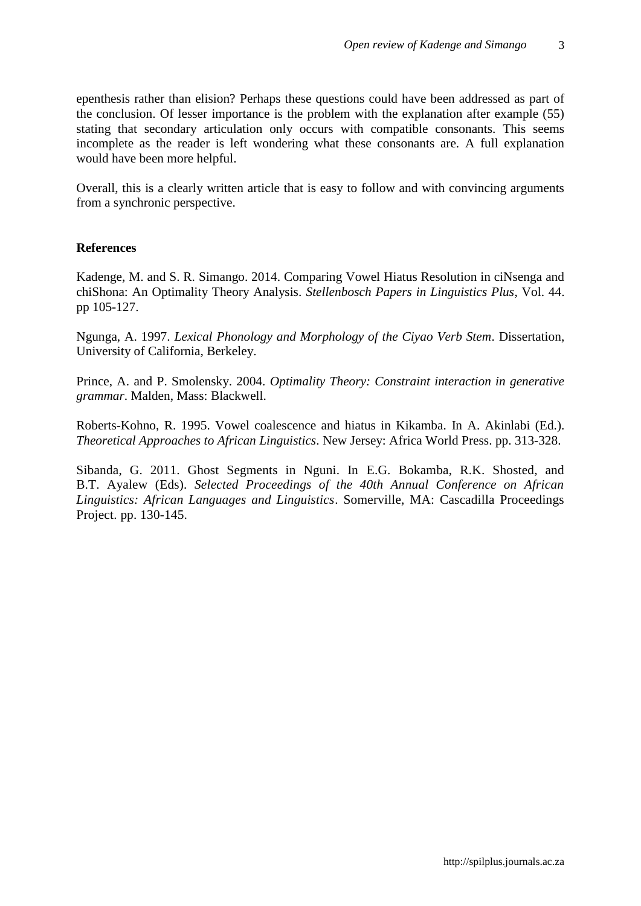epenthesis rather than elision? Perhaps these questions could have been addressed as part of the conclusion. Of lesser importance is the problem with the explanation after example (55) stating that secondary articulation only occurs with compatible consonants. This seems incomplete as the reader is left wondering what these consonants are. A full explanation would have been more helpful.

Overall, this is a clearly written article that is easy to follow and with convincing arguments from a synchronic perspective.

**References**

Kadenge, M. and S. R. Simango. 2014. Comparing Vowel Hiatus Resolution in ciNsenga and chiShona: An Optimality Theory Analysis. *Stellenbosch Papers in Linguistics Plus*, Vol. 44. pp 105-127.

Ngunga, A. 1997. *Lexical Phonology and Morphology of the Ciyao Verb Stem*. Dissertation, University of California, Berkeley.

Prince, A. and P. Smolensky. 2004. *Optimality Theory: Constraint interaction in generative grammar*. Malden, Mass: Blackwell.

Roberts-Kohno, R. 1995. Vowel coalescence and hiatus in Kikamba. In A. Akinlabi (Ed.). *Theoretical Approaches to African Linguistics*. New Jersey: Africa World Press. pp. 313-328.

Sibanda, G. 2011. Ghost Segments in Nguni. In E.G. Bokamba, R.K. Shosted, and B.T. Ayalew (Eds). *Selected Proceedings of the 40th Annual Conference on African Linguistics: African Languages and Linguistics*. Somerville, MA: Cascadilla Proceedings Project. pp. 130-145.